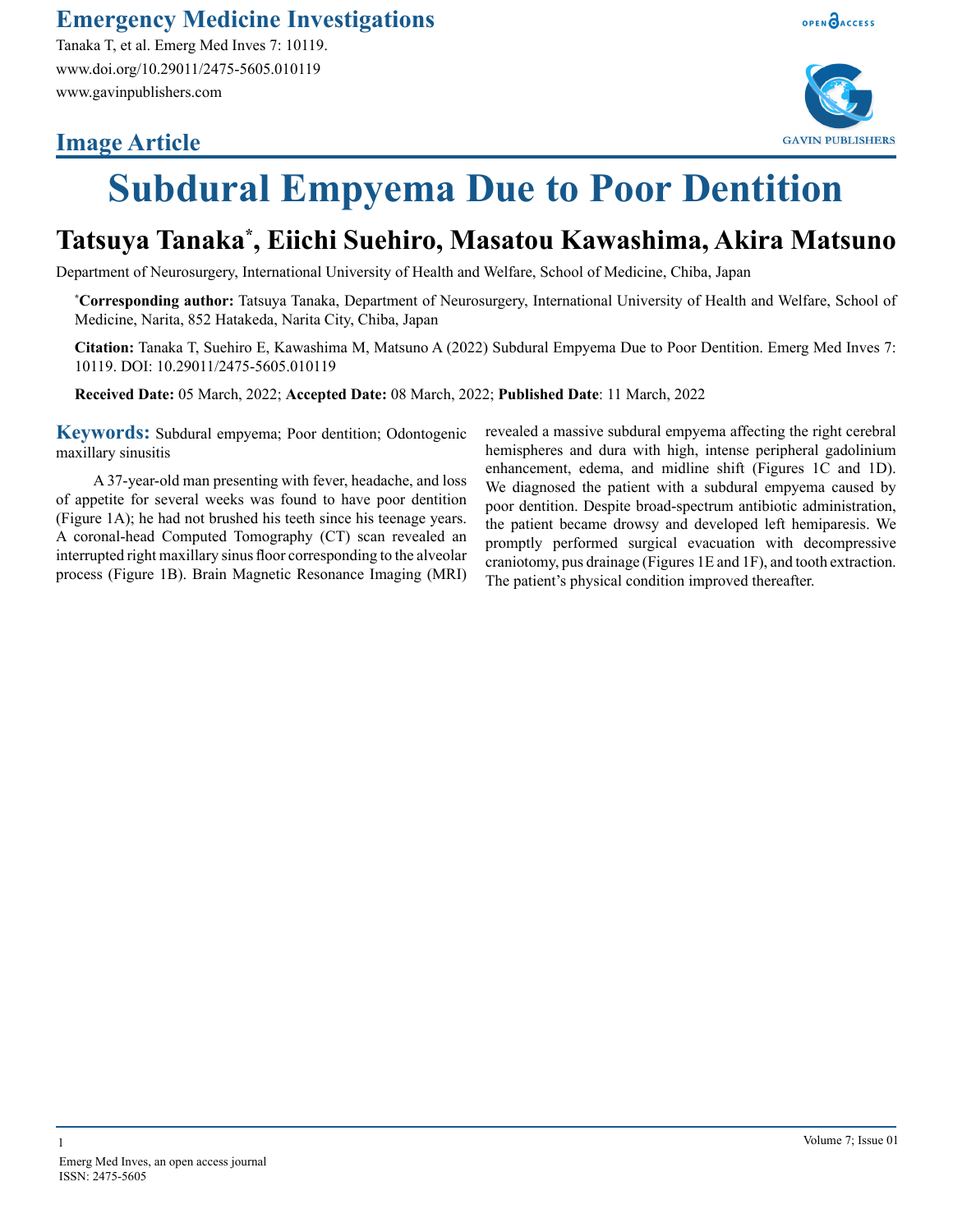# Image Article

# Subdural Empyema Due to Poor Dentition

**Tatsuya Tanaka*, Eiichi Suehiro, Masatou Kawashima, Akira Matsuno**

Department of Neurosurgery, International University of Health and Welfare, School of Medicine, Chiba, Japan

***Corresponding author:** Tatsuya Tanaka, Department of Neurosurgery, International University of Health and Welfare, School of Medicine, Narita, 852 Hatakeda, Narita City, Chiba, Japan

**Citation:** Tanaka T, Suehiro E, Kawashima M, Matsuno A (2022) Subdural Empyema Due to Poor Dentition. Emerg Med Inves 7: 10119. DOI: 10.29011/2475-5605.010119

**Received Date:** 05 March, 2022; **Accepted Date:** 08 March, 2022; **Published Date**: 11 March, 2022

**Keywords:** Subdural empyema; Poor dentition; Odontogenic maxillary sinusitis

A 37-year-old man presenting with fever, headache, and loss of appetite for several weeks was found to have poor dentition (Figure 1A); he had not brushed his teeth since his teenage years. A coronal-head Computed Tomography (CT) scan revealed an interrupted right maxillary sinus floor corresponding to the alveolar process (Figure 1B). Brain Magnetic Resonance Imaging (MRI) revealed a massive subdural empyema affecting the right cerebral hemispheres and dura with high, intense peripheral gadolinium enhancement, edema, and midline shift (Figures 1C and 1D). We diagnosed the patient with a subdural empyema caused by poor dentition. Despite broad-spectrum antibiotic administration, the patient became drowsy and developed left hemiparesis. We promptly performed surgical evacuation with decompressive craniotomy, pus drainage (Figures 1E and 1F), and tooth extraction. The patient's physical condition improved thereafter.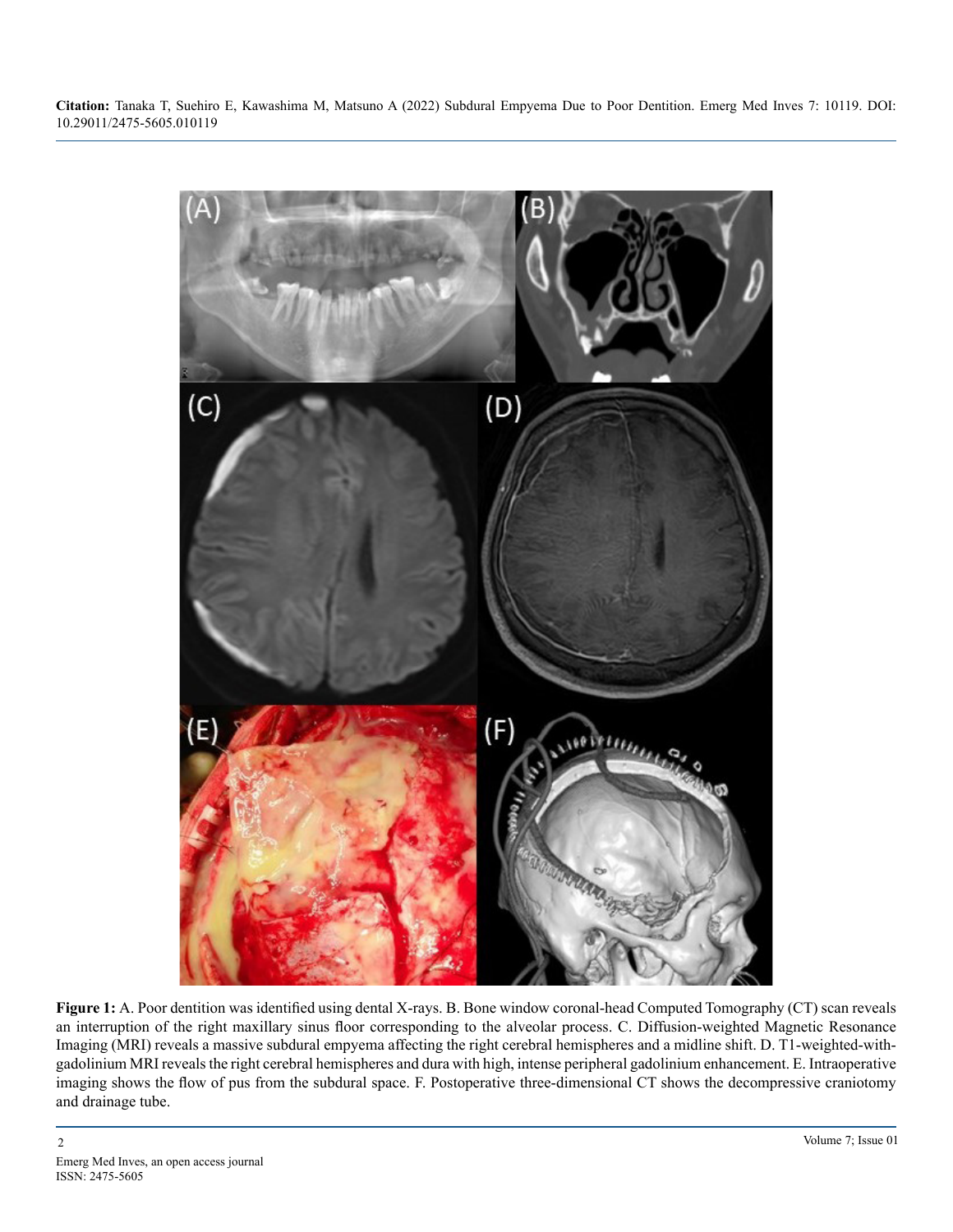**Figure 1:** A. Poor dentition was identified using dental X-rays. B. Bone window coronal-head Computed Tomography (CT) scan reveals an interruption of the right maxillary sinus floor corresponding to the alveolar process. C. Diffusion-weighted Magnetic Resonance Imaging (MRI) reveals a massive subdural empyema affecting the right cerebral hemispheres and a midline shift. D. T1-weighted-with-gadolinium MRI reveals the right cerebral hemispheres and dura with high, intense peripheral gadolinium enhancement. E. Intraoperative imaging shows the flow of pus from the subdural space. F. Postoperative three-dimensional CT shows the decompressive craniotomy and drainage tube.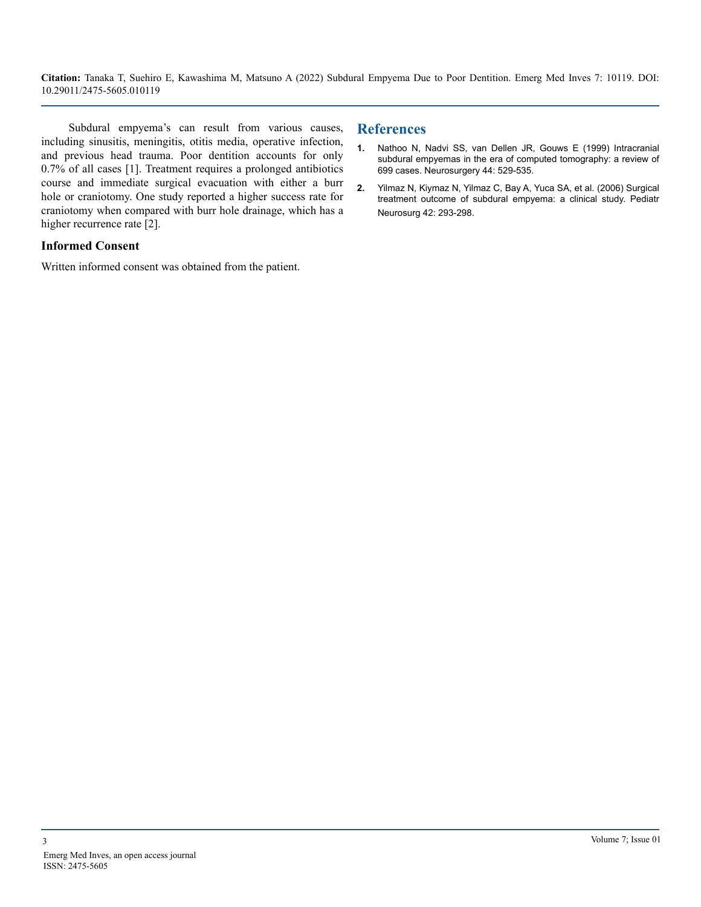Subdural empyema's can result from various causes, including sinusitis, meningitis, otitis media, operative infection, and previous head trauma. Poor dentition accounts for only 0.7% of all cases [1]. Treatment requires a prolonged antibiotics course and immediate surgical evacuation with either a burr hole or craniotomy. One study reported a higher success rate for craniotomy when compared with burr hole drainage, which has a higher recurrence rate [2].

### Informed Consent

Written informed consent was obtained from the patient.

## References

1. Nathoo N, Nadvi SS, van Dellen JR, Gouws E (1999) Intracranial subdural empyemas in the era of computed tomography: a review of 699 cases. Neurosurgery 44: 529-535.
2. Yilmaz N, Kiymaz N, Yilmaz C, Bay A, Yuca SA, et al. (2006) Surgical treatment outcome of subdural empyema: a clinical study. Pediatr Neurosurg 42: 293-298.